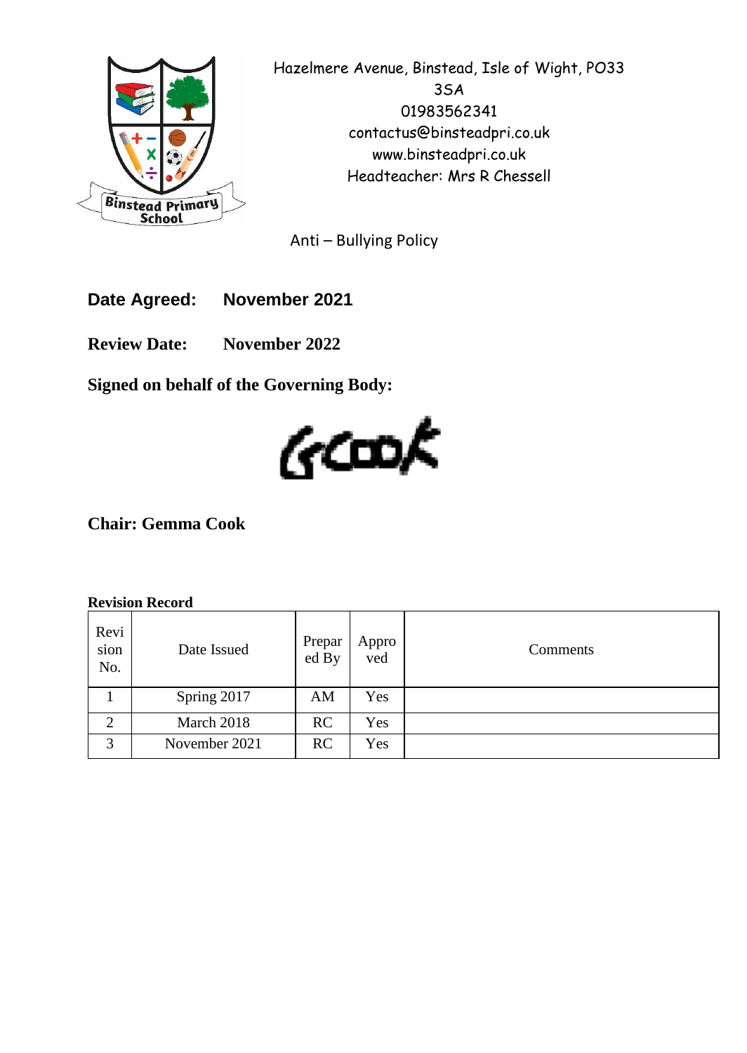Hazelmere Avenue, Binstead, Isle of Wight, PO33 3SA
01983562341
contactus@binsteadpri.co.uk
www.binsteadpri.co.uk
Headteacher: Mrs R Chessell

# Anti – Bullying Policy

**Date Agreed:** **November 2021**

**Review Date:** **November 2022**

**Signed on behalf of the Governing Body:**

GCook

**Chair: Gemma Cook**

**Revision Record**

| Revision No. | Date Issued | Prepared By | Approved | Comments |
|---|---|---|---|---|
| 1 | Spring 2017 | AM | Yes | |
| 2 | March 2018 | RC | Yes | |
| 3 | November 2021 | RC | Yes | |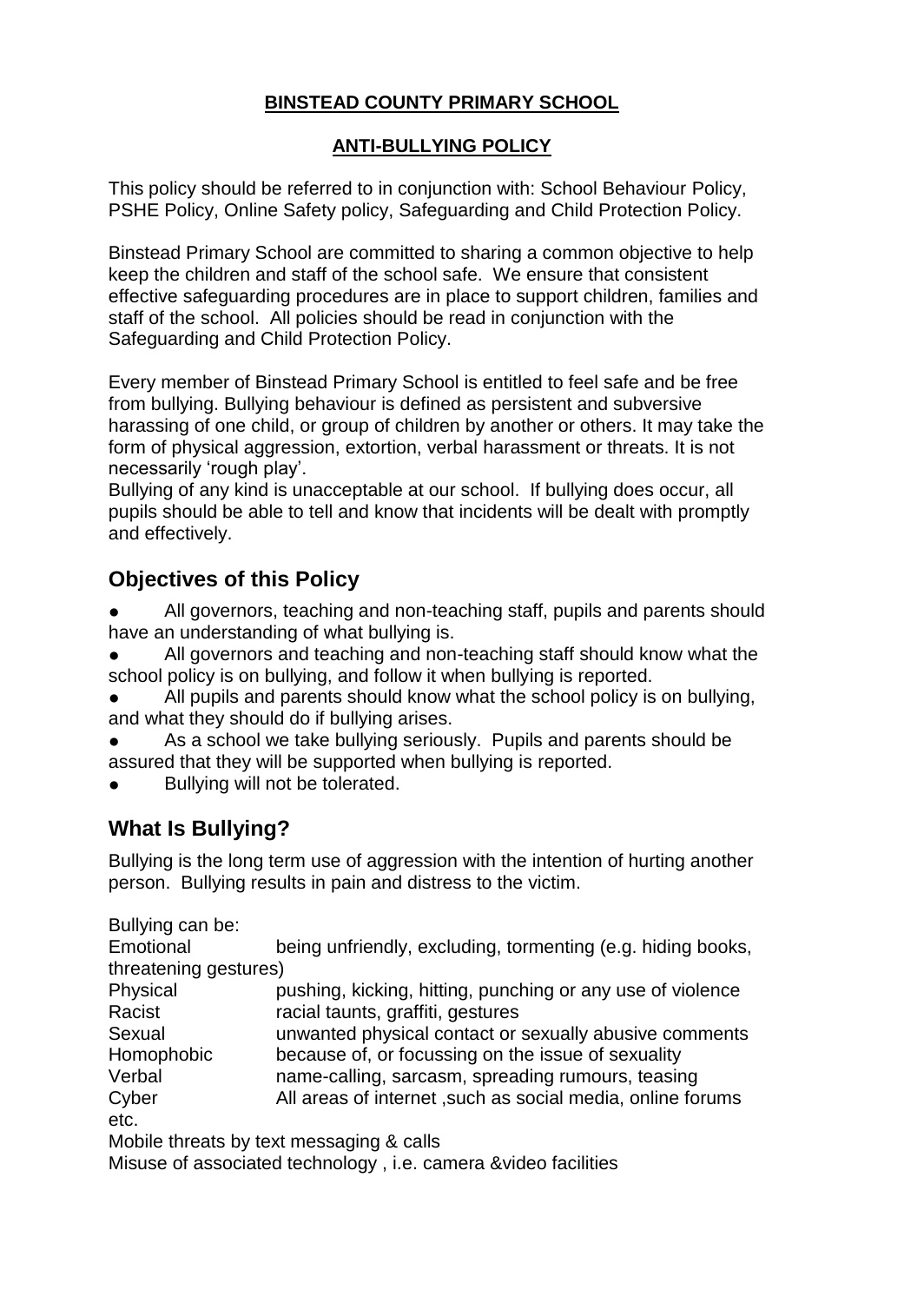**BINSTEAD COUNTY PRIMARY SCHOOL**

**ANTI-BULLYING POLICY**

This policy should be referred to in conjunction with: School Behaviour Policy, PSHE Policy, Online Safety policy, Safeguarding and Child Protection Policy.

Binstead Primary School are committed to sharing a common objective to help keep the children and staff of the school safe. We ensure that consistent effective safeguarding procedures are in place to support children, families and staff of the school. All policies should be read in conjunction with the Safeguarding and Child Protection Policy.

Every member of Binstead Primary School is entitled to feel safe and be free from bullying. Bullying behaviour is defined as persistent and subversive harassing of one child, or group of children by another or others. It may take the form of physical aggression, extortion, verbal harassment or threats. It is not necessarily 'rough play'.
Bullying of any kind is unacceptable at our school. If bullying does occur, all pupils should be able to tell and know that incidents will be dealt with promptly and effectively.

## Objectives of this Policy

- All governors, teaching and non-teaching staff, pupils and parents should have an understanding of what bullying is.
- All governors and teaching and non-teaching staff should know what the school policy is on bullying, and follow it when bullying is reported.
- All pupils and parents should know what the school policy is on bullying, and what they should do if bullying arises.
- As a school we take bullying seriously. Pupils and parents should be assured that they will be supported when bullying is reported.
- Bullying will not be tolerated.

## What Is Bullying?

Bullying is the long term use of aggression with the intention of hurting another person. Bullying results in pain and distress to the victim.

Bullying can be:

| | |
|---|---|
| Emotional | being unfriendly, excluding, tormenting (e.g. hiding books, threatening gestures) |
| Physical | pushing, kicking, hitting, punching or any use of violence |
| Racist | racial taunts, graffiti, gestures |
| Sexual | unwanted physical contact or sexually abusive comments |
| Homophobic | because of, or focussing on the issue of sexuality |
| Verbal | name-calling, sarcasm, spreading rumours, teasing |
| Cyber | All areas of internet ,such as social media, online forums etc. |

Mobile threats by text messaging & calls
Misuse of associated technology , i.e. camera &video facilities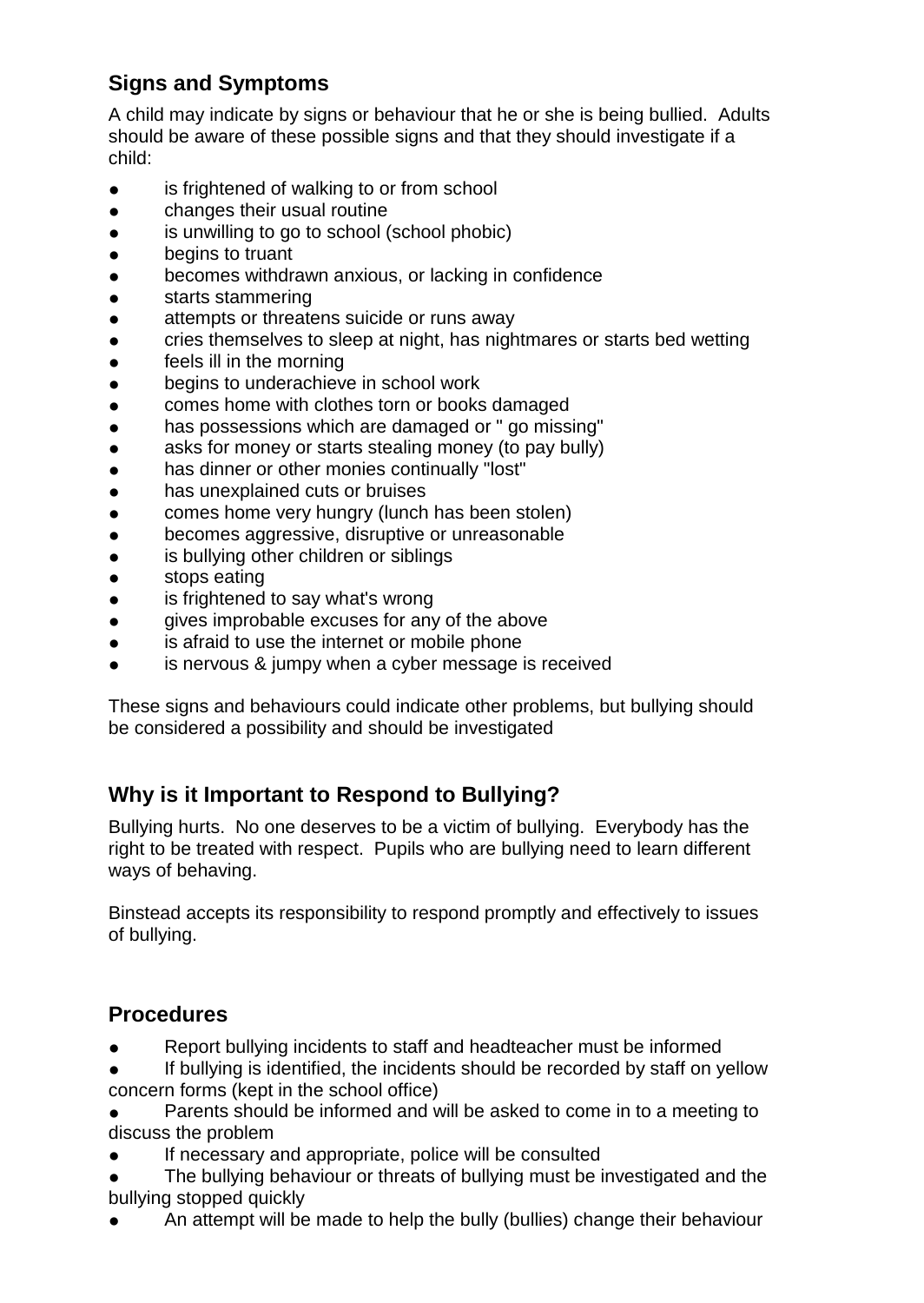## Signs and Symptoms

A child may indicate by signs or behaviour that he or she is being bullied. Adults should be aware of these possible signs and that they should investigate if a child:

- is frightened of walking to or from school
- changes their usual routine
- is unwilling to go to school (school phobic)
- begins to truant
- becomes withdrawn anxious, or lacking in confidence
- starts stammering
- attempts or threatens suicide or runs away
- cries themselves to sleep at night, has nightmares or starts bed wetting
- feels ill in the morning
- begins to underachieve in school work
- comes home with clothes torn or books damaged
- has possessions which are damaged or " go missing"
- asks for money or starts stealing money (to pay bully)
- has dinner or other monies continually "lost"
- has unexplained cuts or bruises
- comes home very hungry (lunch has been stolen)
- becomes aggressive, disruptive or unreasonable
- is bullying other children or siblings
- stops eating
- is frightened to say what's wrong
- gives improbable excuses for any of the above
- is afraid to use the internet or mobile phone
- is nervous & jumpy when a cyber message is received

These signs and behaviours could indicate other problems, but bullying should be considered a possibility and should be investigated

## Why is it Important to Respond to Bullying?

Bullying hurts. No one deserves to be a victim of bullying. Everybody has the right to be treated with respect. Pupils who are bullying need to learn different ways of behaving.

Binstead accepts its responsibility to respond promptly and effectively to issues of bullying.

## Procedures

- Report bullying incidents to staff and headteacher must be informed
- If bullying is identified, the incidents should be recorded by staff on yellow concern forms (kept in the school office)
- Parents should be informed and will be asked to come in to a meeting to discuss the problem
- If necessary and appropriate, police will be consulted
- The bullying behaviour or threats of bullying must be investigated and the bullying stopped quickly
- An attempt will be made to help the bully (bullies) change their behaviour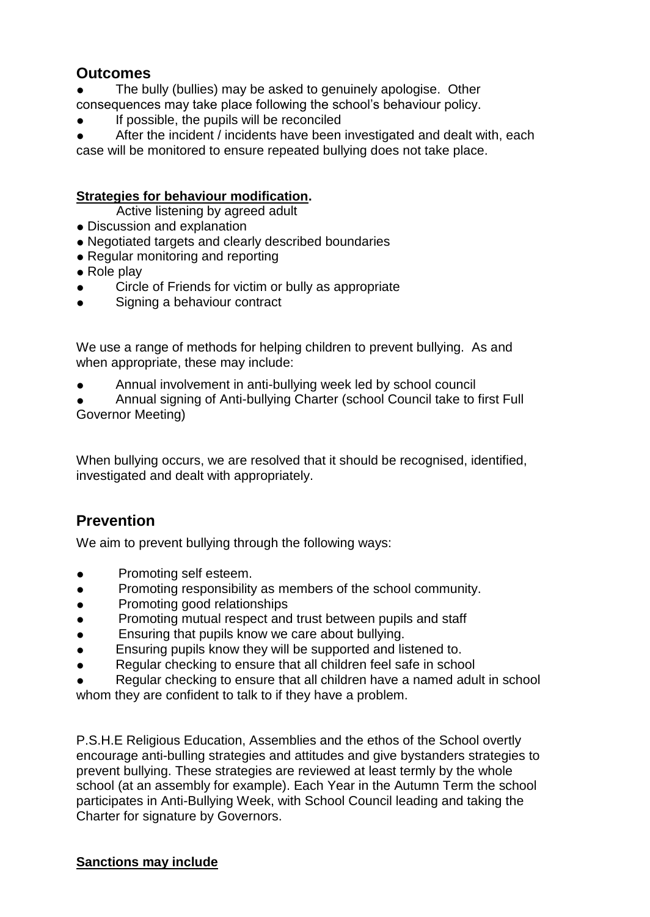## Outcomes

- The bully (bullies) may be asked to genuinely apologise. Other consequences may take place following the school's behaviour policy.
- If possible, the pupils will be reconciled
- After the incident / incidents have been investigated and dealt with, each case will be monitored to ensure repeated bullying does not take place.

**Strategies for behaviour modification.**

Active listening by agreed adult

- Discussion and explanation
- Negotiated targets and clearly described boundaries
- Regular monitoring and reporting
- Role play
- Circle of Friends for victim or bully as appropriate
- Signing a behaviour contract

We use a range of methods for helping children to prevent bullying. As and when appropriate, these may include:

- Annual involvement in anti-bullying week led by school council
- Annual signing of Anti-bullying Charter (school Council take to first Full Governor Meeting)

When bullying occurs, we are resolved that it should be recognised, identified, investigated and dealt with appropriately.

## Prevention

We aim to prevent bullying through the following ways:

- Promoting self esteem.
- Promoting responsibility as members of the school community.
- Promoting good relationships
- Promoting mutual respect and trust between pupils and staff
- Ensuring that pupils know we care about bullying.
- Ensuring pupils know they will be supported and listened to.
- Regular checking to ensure that all children feel safe in school
- Regular checking to ensure that all children have a named adult in school whom they are confident to talk to if they have a problem.

P.S.H.E Religious Education, Assemblies and the ethos of the School overtly encourage anti-bulling strategies and attitudes and give bystanders strategies to prevent bullying. These strategies are reviewed at least termly by the whole school (at an assembly for example). Each Year in the Autumn Term the school participates in Anti-Bullying Week, with School Council leading and taking the Charter for signature by Governors.

**Sanctions may include**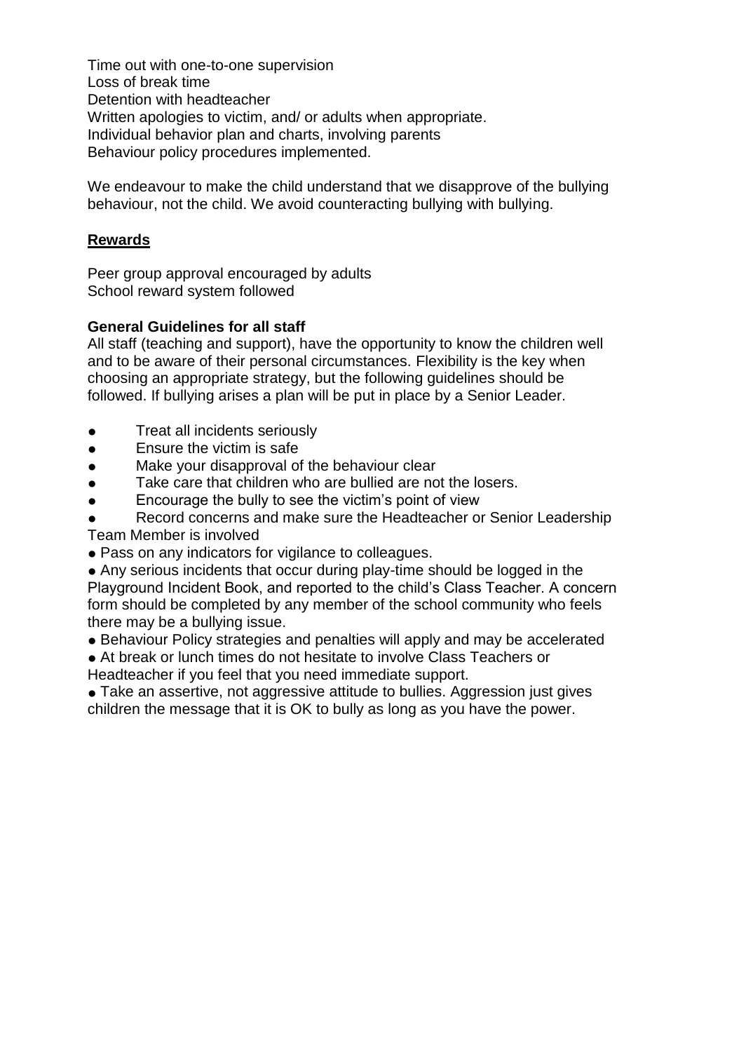Time out with one-to-one supervision
Loss of break time
Detention with headteacher
Written apologies to victim, and/ or adults when appropriate.
Individual behavior plan and charts, involving parents
Behaviour policy procedures implemented.

We endeavour to make the child understand that we disapprove of the bullying behaviour, not the child. We avoid counteracting bullying with bullying.

**<u>Rewards</u>**

Peer group approval encouraged by adults
School reward system followed

**General Guidelines for all staff**

All staff (teaching and support), have the opportunity to know the children well and to be aware of their personal circumstances. Flexibility is the key when choosing an appropriate strategy, but the following guidelines should be followed. If bullying arises a plan will be put in place by a Senior Leader.

- Treat all incidents seriously
- Ensure the victim is safe
- Make your disapproval of the behaviour clear
- Take care that children who are bullied are not the losers.
- Encourage the bully to see the victim's point of view
- Record concerns and make sure the Headteacher or Senior Leadership Team Member is involved
- Pass on any indicators for vigilance to colleagues.
- Any serious incidents that occur during play-time should be logged in the Playground Incident Book, and reported to the child's Class Teacher. A concern form should be completed by any member of the school community who feels there may be a bullying issue.
- Behaviour Policy strategies and penalties will apply and may be accelerated
- At break or lunch times do not hesitate to involve Class Teachers or Headteacher if you feel that you need immediate support.
- Take an assertive, not aggressive attitude to bullies. Aggression just gives children the message that it is OK to bully as long as you have the power.